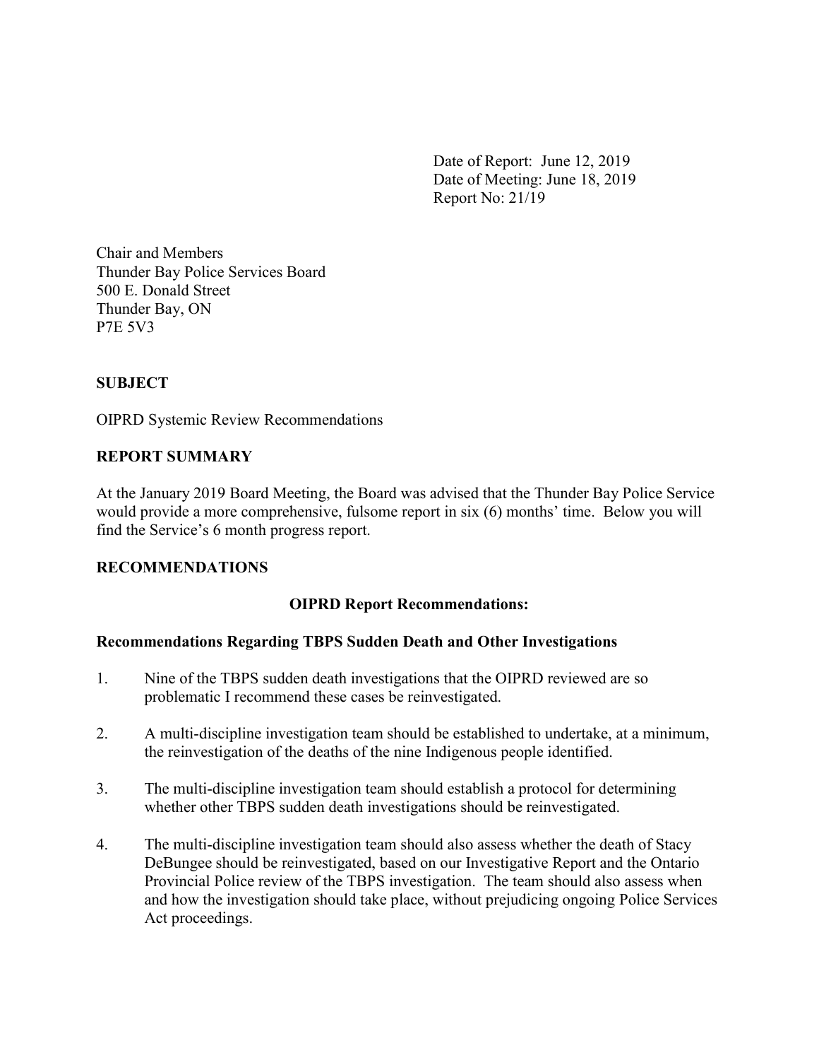Date of Report: June 12, 2019
Date of Meeting: June 18, 2019
Report No: 21/19

Chair and Members
Thunder Bay Police Services Board
500 E. Donald Street
Thunder Bay, ON
P7E 5V3

**SUBJECT**

OIPRD Systemic Review Recommendations

**REPORT SUMMARY**

At the January 2019 Board Meeting, the Board was advised that the Thunder Bay Police Service would provide a more comprehensive, fulsome report in six (6) months' time. Below you will find the Service's 6 month progress report.

**RECOMMENDATIONS**

**OIPRD Report Recommendations:**

**Recommendations Regarding TBPS Sudden Death and Other Investigations**

1. Nine of the TBPS sudden death investigations that the OIPRD reviewed are so problematic I recommend these cases be reinvestigated.

2. A multi-discipline investigation team should be established to undertake, at a minimum, the reinvestigation of the deaths of the nine Indigenous people identified.

3. The multi-discipline investigation team should establish a protocol for determining whether other TBPS sudden death investigations should be reinvestigated.

4. The multi-discipline investigation team should also assess whether the death of Stacy DeBungee should be reinvestigated, based on our Investigative Report and the Ontario Provincial Police review of the TBPS investigation. The team should also assess when and how the investigation should take place, without prejudicing ongoing Police Services Act proceedings.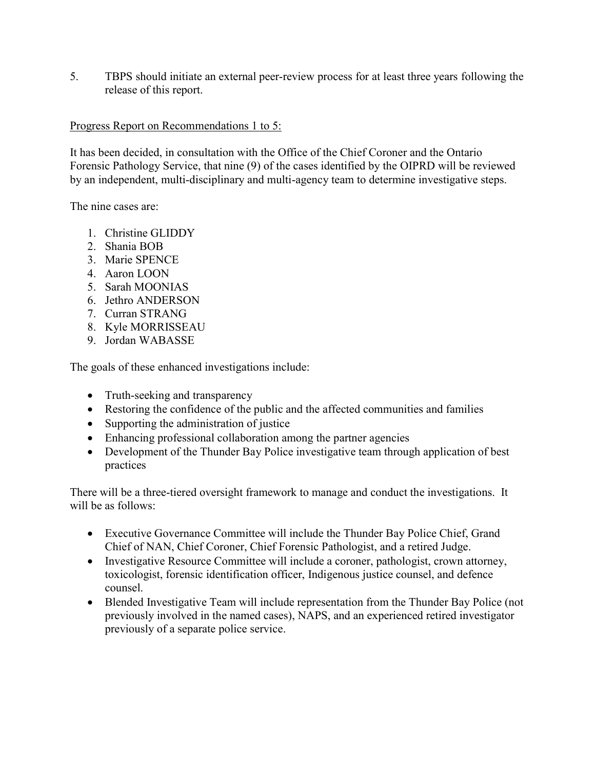5. TBPS should initiate an external peer-review process for at least three years following the release of this report.

<u>Progress Report on Recommendations 1 to 5:</u>

It has been decided, in consultation with the Office of the Chief Coroner and the Ontario Forensic Pathology Service, that nine (9) of the cases identified by the OIPRD will be reviewed by an independent, multi-disciplinary and multi-agency team to determine investigative steps.

The nine cases are:

1. Christine GLIDDY
2. Shania BOB
3. Marie SPENCE
4. Aaron LOON
5. Sarah MOONIAS
6. Jethro ANDERSON
7. Curran STRANG
8. Kyle MORRISSEAU
9. Jordan WABASSE

The goals of these enhanced investigations include:

- Truth-seeking and transparency
- Restoring the confidence of the public and the affected communities and families
- Supporting the administration of justice
- Enhancing professional collaboration among the partner agencies
- Development of the Thunder Bay Police investigative team through application of best practices

There will be a three-tiered oversight framework to manage and conduct the investigations. It will be as follows:

- Executive Governance Committee will include the Thunder Bay Police Chief, Grand Chief of NAN, Chief Coroner, Chief Forensic Pathologist, and a retired Judge.
- Investigative Resource Committee will include a coroner, pathologist, crown attorney, toxicologist, forensic identification officer, Indigenous justice counsel, and defence counsel.
- Blended Investigative Team will include representation from the Thunder Bay Police (not previously involved in the named cases), NAPS, and an experienced retired investigator previously of a separate police service.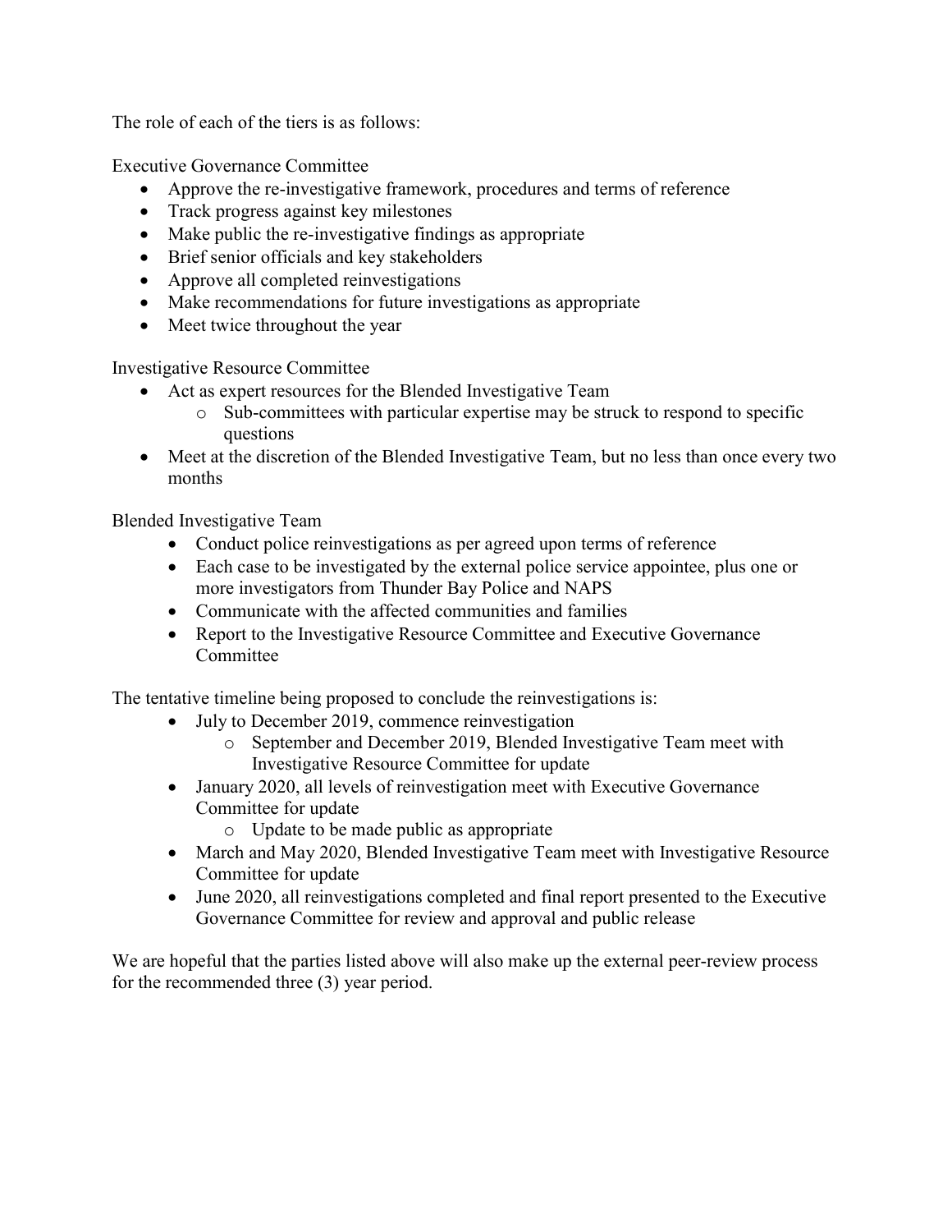The role of each of the tiers is as follows:

Executive Governance Committee

- Approve the re-investigative framework, procedures and terms of reference
- Track progress against key milestones
- Make public the re-investigative findings as appropriate
- Brief senior officials and key stakeholders
- Approve all completed reinvestigations
- Make recommendations for future investigations as appropriate
- Meet twice throughout the year

Investigative Resource Committee

- Act as expert resources for the Blended Investigative Team
  - Sub-committees with particular expertise may be struck to respond to specific questions
- Meet at the discretion of the Blended Investigative Team, but no less than once every two months

Blended Investigative Team

- Conduct police reinvestigations as per agreed upon terms of reference
- Each case to be investigated by the external police service appointee, plus one or more investigators from Thunder Bay Police and NAPS
- Communicate with the affected communities and families
- Report to the Investigative Resource Committee and Executive Governance Committee

The tentative timeline being proposed to conclude the reinvestigations is:

- July to December 2019, commence reinvestigation
  - September and December 2019, Blended Investigative Team meet with Investigative Resource Committee for update
- January 2020, all levels of reinvestigation meet with Executive Governance Committee for update
  - Update to be made public as appropriate
- March and May 2020, Blended Investigative Team meet with Investigative Resource Committee for update
- June 2020, all reinvestigations completed and final report presented to the Executive Governance Committee for review and approval and public release

We are hopeful that the parties listed above will also make up the external peer-review process for the recommended three (3) year period.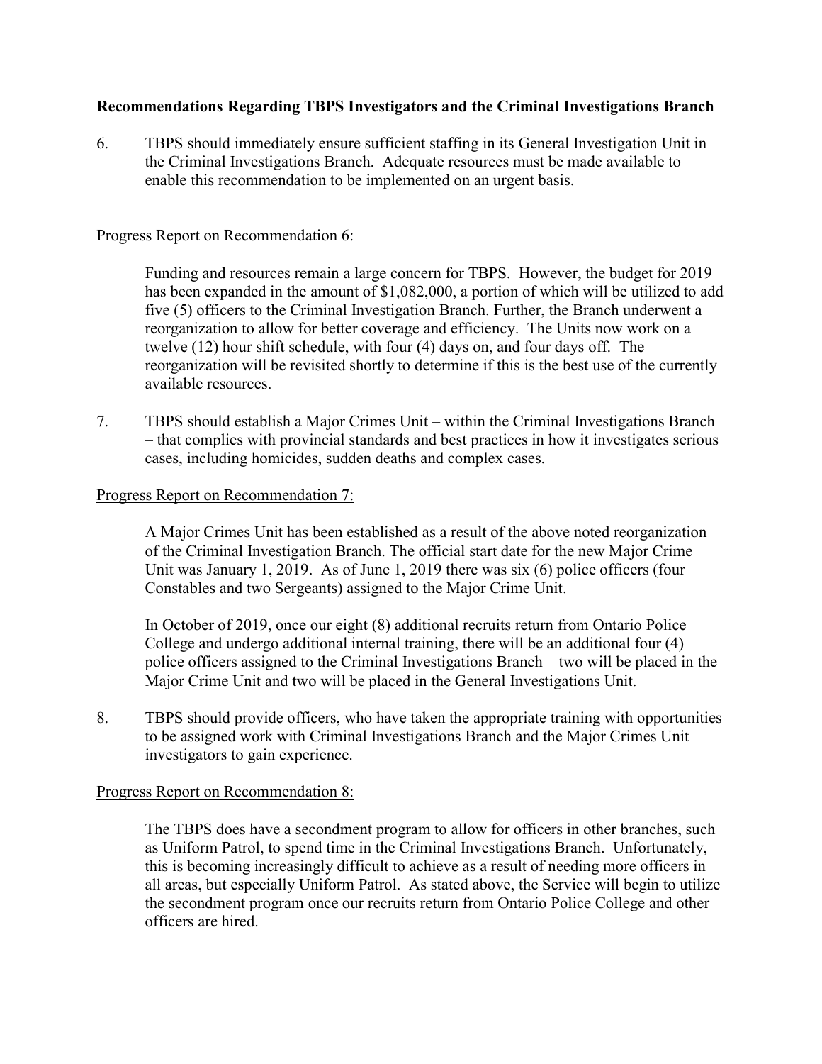**Recommendations Regarding TBPS Investigators and the Criminal Investigations Branch**

6. TBPS should immediately ensure sufficient staffing in its General Investigation Unit in the Criminal Investigations Branch. Adequate resources must be made available to enable this recommendation to be implemented on an urgent basis.

Progress Report on Recommendation 6:

> Funding and resources remain a large concern for TBPS. However, the budget for 2019 has been expanded in the amount of $1,082,000, a portion of which will be utilized to add five (5) officers to the Criminal Investigation Branch. Further, the Branch underwent a reorganization to allow for better coverage and efficiency. The Units now work on a twelve (12) hour shift schedule, with four (4) days on, and four days off. The reorganization will be revisited shortly to determine if this is the best use of the currently available resources.

7. TBPS should establish a Major Crimes Unit – within the Criminal Investigations Branch – that complies with provincial standards and best practices in how it investigates serious cases, including homicides, sudden deaths and complex cases.

Progress Report on Recommendation 7:

> A Major Crimes Unit has been established as a result of the above noted reorganization of the Criminal Investigation Branch. The official start date for the new Major Crime Unit was January 1, 2019. As of June 1, 2019 there was six (6) police officers (four Constables and two Sergeants) assigned to the Major Crime Unit.
>
> In October of 2019, once our eight (8) additional recruits return from Ontario Police College and undergo additional internal training, there will be an additional four (4) police officers assigned to the Criminal Investigations Branch – two will be placed in the Major Crime Unit and two will be placed in the General Investigations Unit.

8. TBPS should provide officers, who have taken the appropriate training with opportunities to be assigned work with Criminal Investigations Branch and the Major Crimes Unit investigators to gain experience.

Progress Report on Recommendation 8:

> The TBPS does have a secondment program to allow for officers in other branches, such as Uniform Patrol, to spend time in the Criminal Investigations Branch. Unfortunately, this is becoming increasingly difficult to achieve as a result of needing more officers in all areas, but especially Uniform Patrol. As stated above, the Service will begin to utilize the secondment program once our recruits return from Ontario Police College and other officers are hired.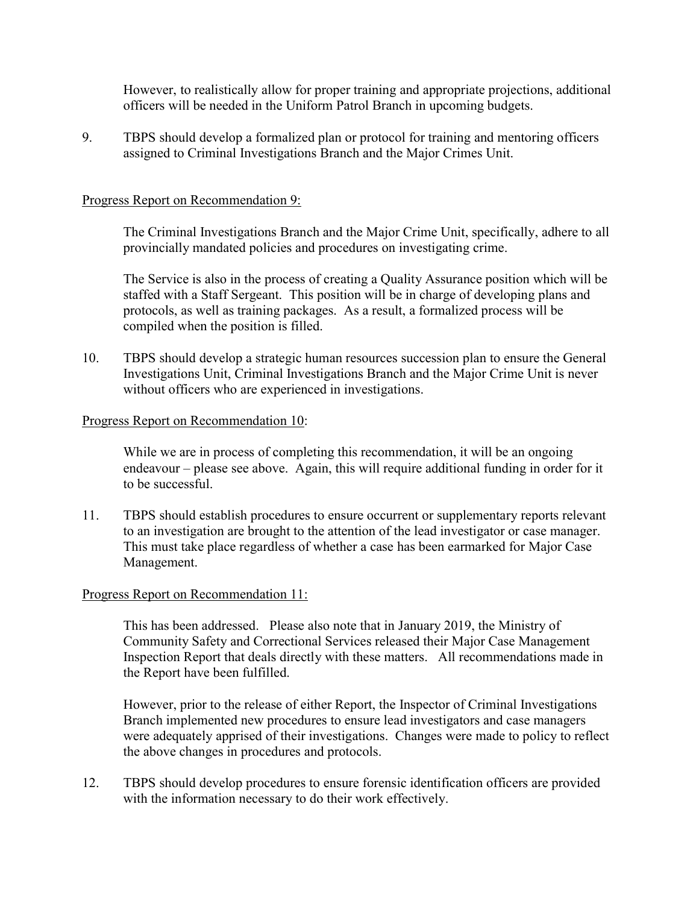However, to realistically allow for proper training and appropriate projections, additional officers will be needed in the Uniform Patrol Branch in upcoming budgets.

9. TBPS should develop a formalized plan or protocol for training and mentoring officers assigned to Criminal Investigations Branch and the Major Crimes Unit.

Progress Report on Recommendation 9:

The Criminal Investigations Branch and the Major Crime Unit, specifically, adhere to all provincially mandated policies and procedures on investigating crime.

The Service is also in the process of creating a Quality Assurance position which will be staffed with a Staff Sergeant. This position will be in charge of developing plans and protocols, as well as training packages. As a result, a formalized process will be compiled when the position is filled.

10. TBPS should develop a strategic human resources succession plan to ensure the General Investigations Unit, Criminal Investigations Branch and the Major Crime Unit is never without officers who are experienced in investigations.

Progress Report on Recommendation 10:

While we are in process of completing this recommendation, it will be an ongoing endeavour – please see above. Again, this will require additional funding in order for it to be successful.

11. TBPS should establish procedures to ensure occurrent or supplementary reports relevant to an investigation are brought to the attention of the lead investigator or case manager. This must take place regardless of whether a case has been earmarked for Major Case Management.

Progress Report on Recommendation 11:

This has been addressed. Please also note that in January 2019, the Ministry of Community Safety and Correctional Services released their Major Case Management Inspection Report that deals directly with these matters. All recommendations made in the Report have been fulfilled.

However, prior to the release of either Report, the Inspector of Criminal Investigations Branch implemented new procedures to ensure lead investigators and case managers were adequately apprised of their investigations. Changes were made to policy to reflect the above changes in procedures and protocols.

12. TBPS should develop procedures to ensure forensic identification officers are provided with the information necessary to do their work effectively.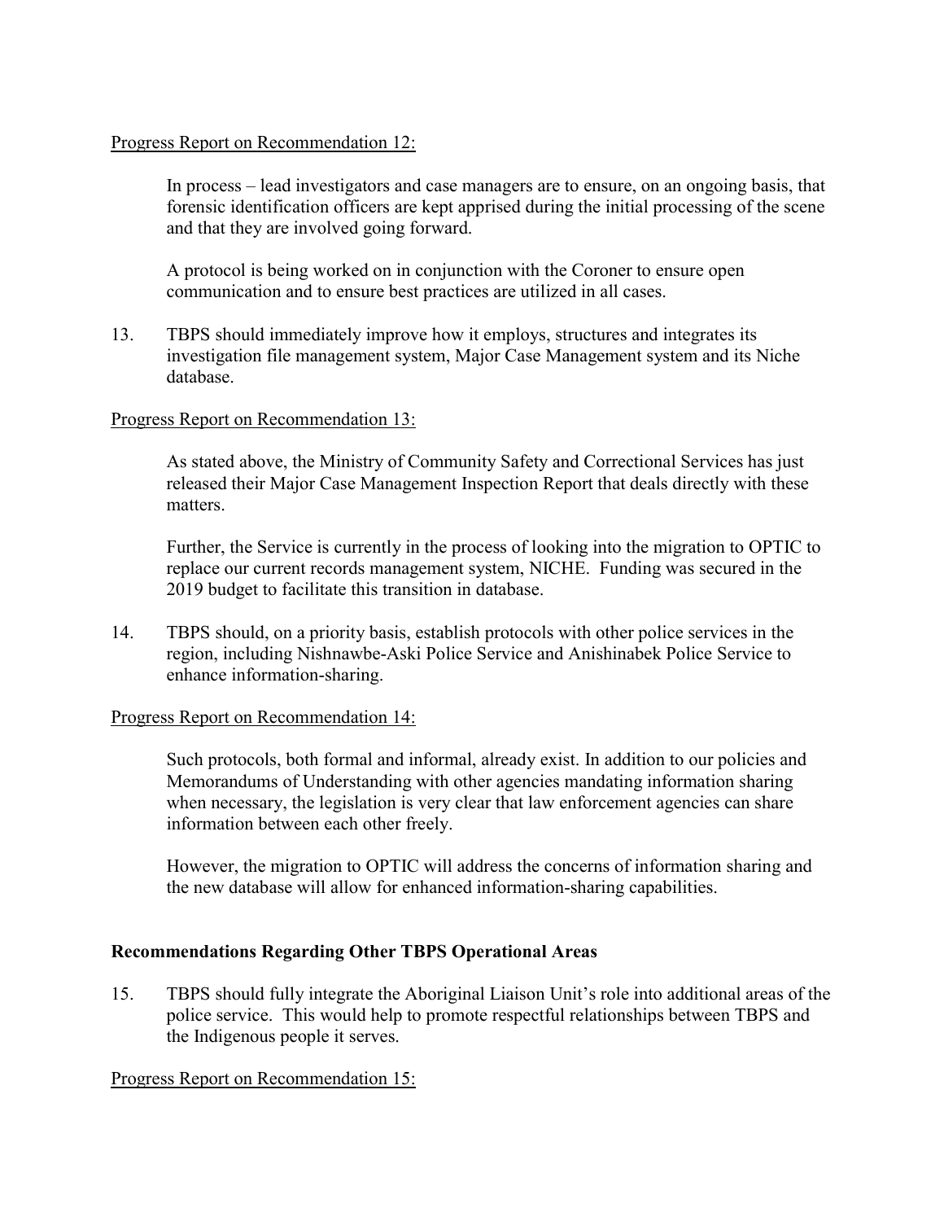Progress Report on Recommendation 12:

In process – lead investigators and case managers are to ensure, on an ongoing basis, that forensic identification officers are kept apprised during the initial processing of the scene and that they are involved going forward.

A protocol is being worked on in conjunction with the Coroner to ensure open communication and to ensure best practices are utilized in all cases.

13. TBPS should immediately improve how it employs, structures and integrates its investigation file management system, Major Case Management system and its Niche database.

Progress Report on Recommendation 13:

As stated above, the Ministry of Community Safety and Correctional Services has just released their Major Case Management Inspection Report that deals directly with these matters.

Further, the Service is currently in the process of looking into the migration to OPTIC to replace our current records management system, NICHE. Funding was secured in the 2019 budget to facilitate this transition in database.

14. TBPS should, on a priority basis, establish protocols with other police services in the region, including Nishnawbe-Aski Police Service and Anishinabek Police Service to enhance information-sharing.

Progress Report on Recommendation 14:

Such protocols, both formal and informal, already exist. In addition to our policies and Memorandums of Understanding with other agencies mandating information sharing when necessary, the legislation is very clear that law enforcement agencies can share information between each other freely.

However, the migration to OPTIC will address the concerns of information sharing and the new database will allow for enhanced information-sharing capabilities.

**Recommendations Regarding Other TBPS Operational Areas**

15. TBPS should fully integrate the Aboriginal Liaison Unit's role into additional areas of the police service. This would help to promote respectful relationships between TBPS and the Indigenous people it serves.

Progress Report on Recommendation 15: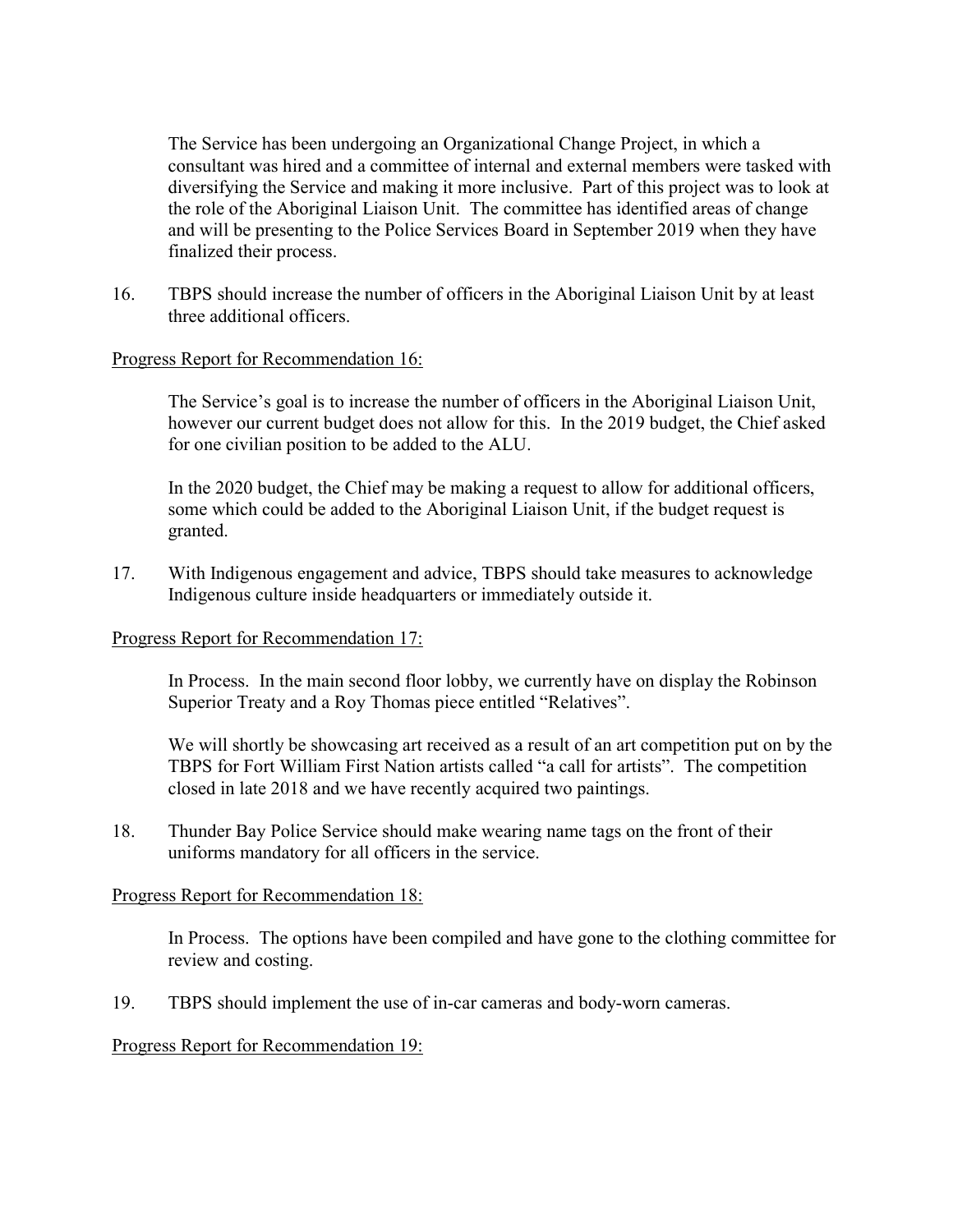The Service has been undergoing an Organizational Change Project, in which a consultant was hired and a committee of internal and external members were tasked with diversifying the Service and making it more inclusive. Part of this project was to look at the role of the Aboriginal Liaison Unit. The committee has identified areas of change and will be presenting to the Police Services Board in September 2019 when they have finalized their process.

16. TBPS should increase the number of officers in the Aboriginal Liaison Unit by at least three additional officers.

Progress Report for Recommendation 16:

The Service's goal is to increase the number of officers in the Aboriginal Liaison Unit, however our current budget does not allow for this. In the 2019 budget, the Chief asked for one civilian position to be added to the ALU.

In the 2020 budget, the Chief may be making a request to allow for additional officers, some which could be added to the Aboriginal Liaison Unit, if the budget request is granted.

17. With Indigenous engagement and advice, TBPS should take measures to acknowledge Indigenous culture inside headquarters or immediately outside it.

Progress Report for Recommendation 17:

In Process. In the main second floor lobby, we currently have on display the Robinson Superior Treaty and a Roy Thomas piece entitled "Relatives".

We will shortly be showcasing art received as a result of an art competition put on by the TBPS for Fort William First Nation artists called "a call for artists". The competition closed in late 2018 and we have recently acquired two paintings.

18. Thunder Bay Police Service should make wearing name tags on the front of their uniforms mandatory for all officers in the service.

Progress Report for Recommendation 18:

In Process. The options have been compiled and have gone to the clothing committee for review and costing.

19. TBPS should implement the use of in-car cameras and body-worn cameras.

Progress Report for Recommendation 19: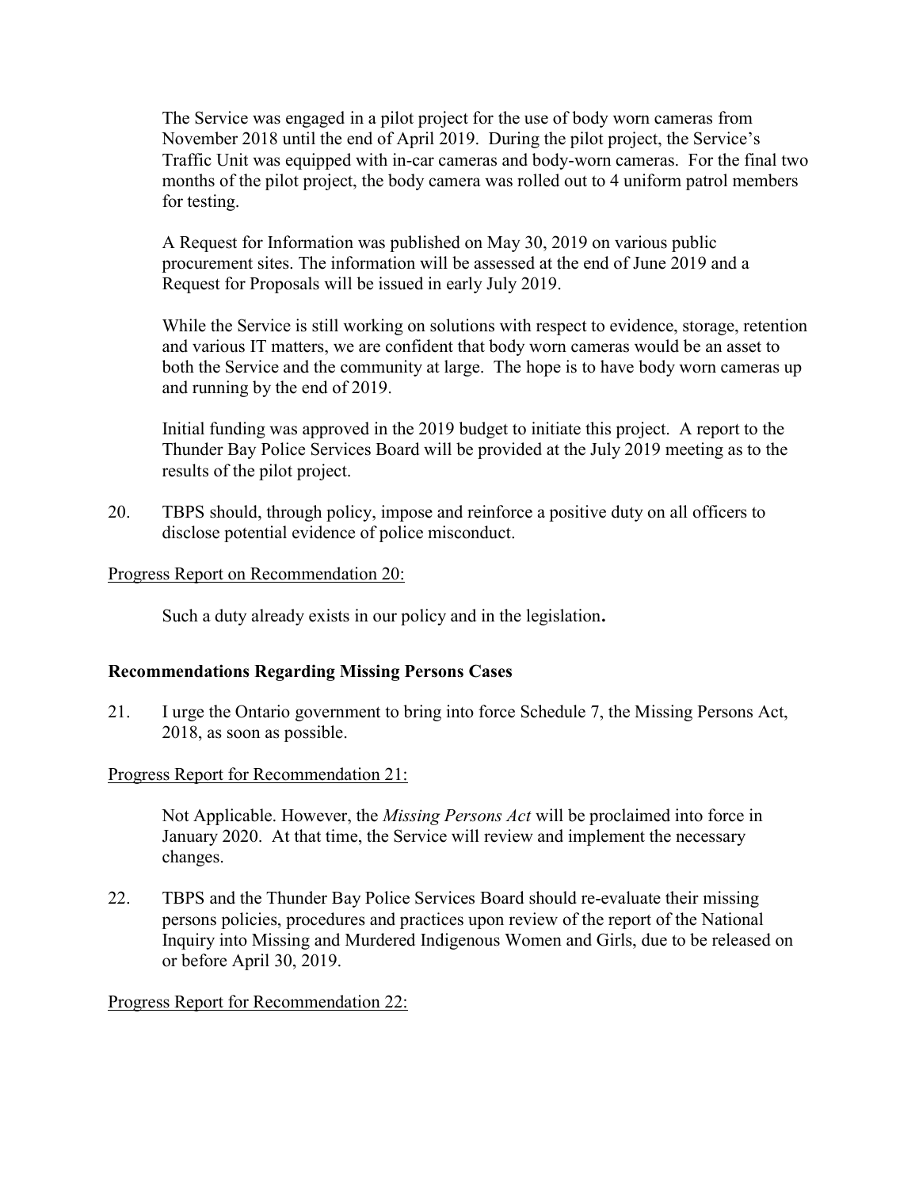The Service was engaged in a pilot project for the use of body worn cameras from November 2018 until the end of April 2019. During the pilot project, the Service's Traffic Unit was equipped with in-car cameras and body-worn cameras. For the final two months of the pilot project, the body camera was rolled out to 4 uniform patrol members for testing.

A Request for Information was published on May 30, 2019 on various public procurement sites. The information will be assessed at the end of June 2019 and a Request for Proposals will be issued in early July 2019.

While the Service is still working on solutions with respect to evidence, storage, retention and various IT matters, we are confident that body worn cameras would be an asset to both the Service and the community at large. The hope is to have body worn cameras up and running by the end of 2019.

Initial funding was approved in the 2019 budget to initiate this project. A report to the Thunder Bay Police Services Board will be provided at the July 2019 meeting as to the results of the pilot project.

20. TBPS should, through policy, impose and reinforce a positive duty on all officers to disclose potential evidence of police misconduct.

Progress Report on Recommendation 20:

Such a duty already exists in our policy and in the legislation**.**

### Recommendations Regarding Missing Persons Cases

21. I urge the Ontario government to bring into force Schedule 7, the Missing Persons Act, 2018, as soon as possible.

Progress Report for Recommendation 21:

Not Applicable. However, the *Missing Persons Act* will be proclaimed into force in January 2020. At that time, the Service will review and implement the necessary changes.

22. TBPS and the Thunder Bay Police Services Board should re-evaluate their missing persons policies, procedures and practices upon review of the report of the National Inquiry into Missing and Murdered Indigenous Women and Girls, due to be released on or before April 30, 2019.

Progress Report for Recommendation 22: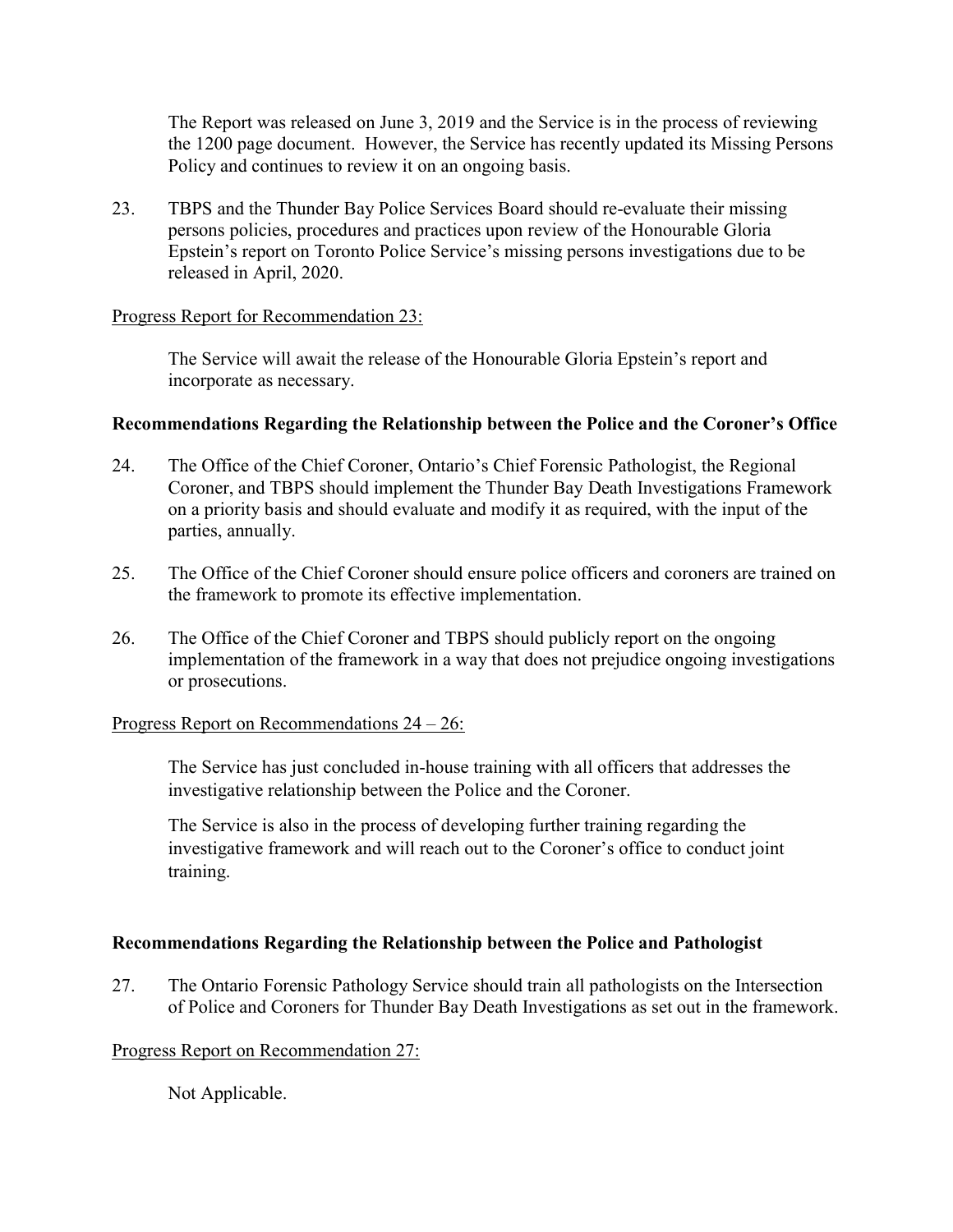The Report was released on June 3, 2019 and the Service is in the process of reviewing the 1200 page document. However, the Service has recently updated its Missing Persons Policy and continues to review it on an ongoing basis.

23. TBPS and the Thunder Bay Police Services Board should re-evaluate their missing persons policies, procedures and practices upon review of the Honourable Gloria Epstein's report on Toronto Police Service's missing persons investigations due to be released in April, 2020.

Progress Report for Recommendation 23:

The Service will await the release of the Honourable Gloria Epstein's report and incorporate as necessary.

**Recommendations Regarding the Relationship between the Police and the Coroner's Office**

24. The Office of the Chief Coroner, Ontario's Chief Forensic Pathologist, the Regional Coroner, and TBPS should implement the Thunder Bay Death Investigations Framework on a priority basis and should evaluate and modify it as required, with the input of the parties, annually.

25. The Office of the Chief Coroner should ensure police officers and coroners are trained on the framework to promote its effective implementation.

26. The Office of the Chief Coroner and TBPS should publicly report on the ongoing implementation of the framework in a way that does not prejudice ongoing investigations or prosecutions.

Progress Report on Recommendations 24 – 26:

The Service has just concluded in-house training with all officers that addresses the investigative relationship between the Police and the Coroner.

The Service is also in the process of developing further training regarding the investigative framework and will reach out to the Coroner's office to conduct joint training.

**Recommendations Regarding the Relationship between the Police and Pathologist**

27. The Ontario Forensic Pathology Service should train all pathologists on the Intersection of Police and Coroners for Thunder Bay Death Investigations as set out in the framework.

Progress Report on Recommendation 27:

Not Applicable.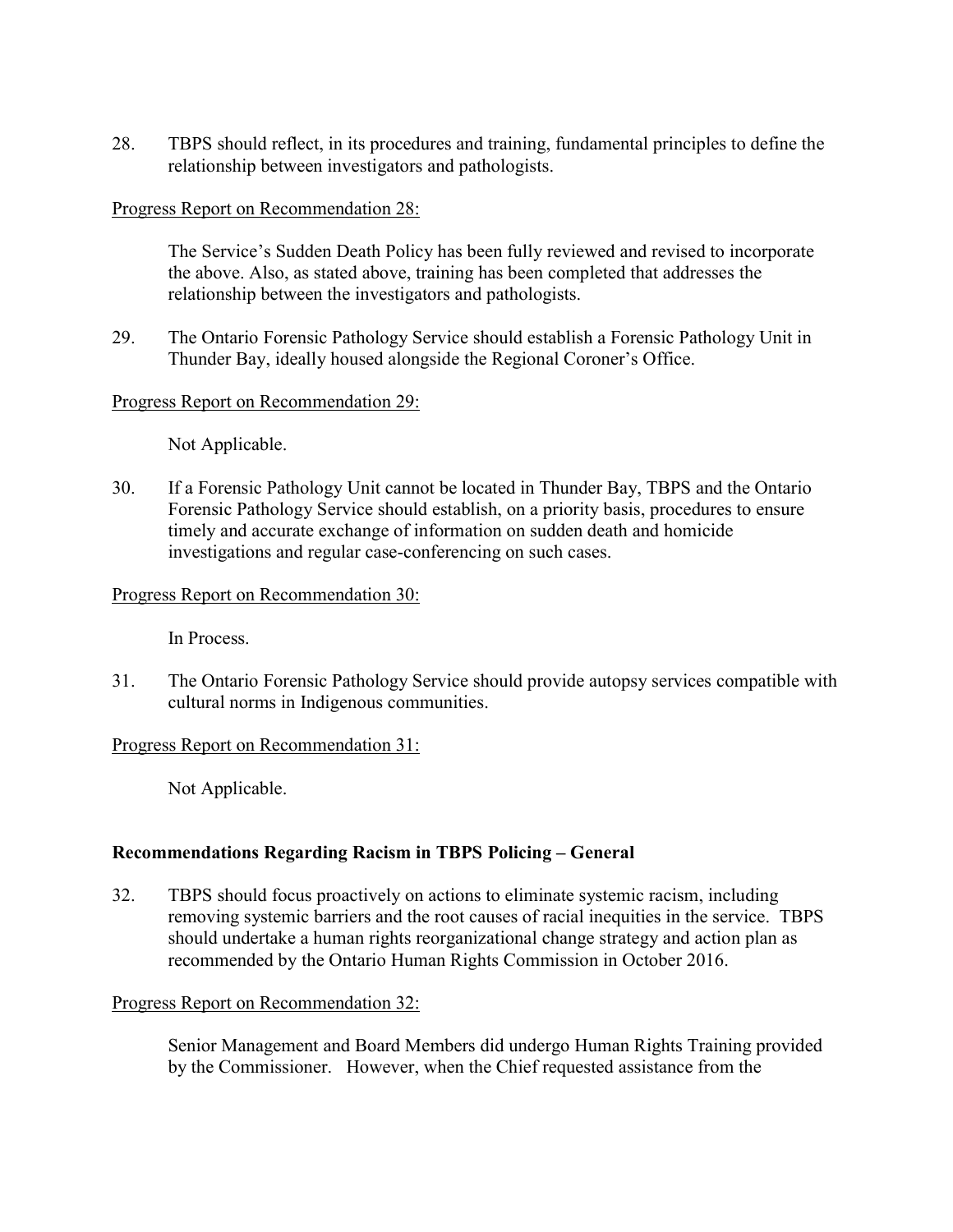28. TBPS should reflect, in its procedures and training, fundamental principles to define the relationship between investigators and pathologists.

<u>Progress Report on Recommendation 28:</u>

The Service's Sudden Death Policy has been fully reviewed and revised to incorporate the above. Also, as stated above, training has been completed that addresses the relationship between the investigators and pathologists.

29. The Ontario Forensic Pathology Service should establish a Forensic Pathology Unit in Thunder Bay, ideally housed alongside the Regional Coroner's Office.

<u>Progress Report on Recommendation 29:</u>

Not Applicable.

30. If a Forensic Pathology Unit cannot be located in Thunder Bay, TBPS and the Ontario Forensic Pathology Service should establish, on a priority basis, procedures to ensure timely and accurate exchange of information on sudden death and homicide investigations and regular case-conferencing on such cases.

<u>Progress Report on Recommendation 30:</u>

In Process.

31. The Ontario Forensic Pathology Service should provide autopsy services compatible with cultural norms in Indigenous communities.

<u>Progress Report on Recommendation 31:</u>

Not Applicable.

**Recommendations Regarding Racism in TBPS Policing – General**

32. TBPS should focus proactively on actions to eliminate systemic racism, including removing systemic barriers and the root causes of racial inequities in the service. TBPS should undertake a human rights reorganizational change strategy and action plan as recommended by the Ontario Human Rights Commission in October 2016.

<u>Progress Report on Recommendation 32:</u>

Senior Management and Board Members did undergo Human Rights Training provided by the Commissioner. However, when the Chief requested assistance from the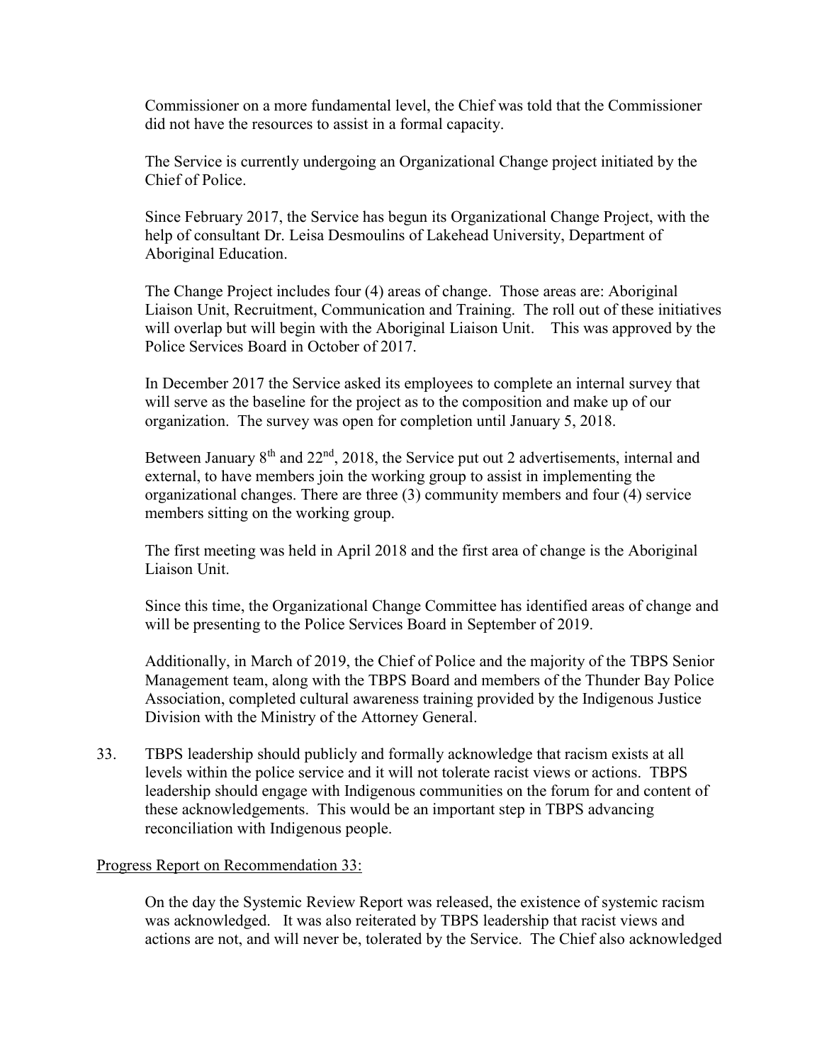Commissioner on a more fundamental level, the Chief was told that the Commissioner did not have the resources to assist in a formal capacity.

The Service is currently undergoing an Organizational Change project initiated by the Chief of Police.

Since February 2017, the Service has begun its Organizational Change Project, with the help of consultant Dr. Leisa Desmoulins of Lakehead University, Department of Aboriginal Education.

The Change Project includes four (4) areas of change. Those areas are: Aboriginal Liaison Unit, Recruitment, Communication and Training. The roll out of these initiatives will overlap but will begin with the Aboriginal Liaison Unit. This was approved by the Police Services Board in October of 2017.

In December 2017 the Service asked its employees to complete an internal survey that will serve as the baseline for the project as to the composition and make up of our organization. The survey was open for completion until January 5, 2018.

Between January 8th and 22nd, 2018, the Service put out 2 advertisements, internal and external, to have members join the working group to assist in implementing the organizational changes. There are three (3) community members and four (4) service members sitting on the working group.

The first meeting was held in April 2018 and the first area of change is the Aboriginal Liaison Unit.

Since this time, the Organizational Change Committee has identified areas of change and will be presenting to the Police Services Board in September of 2019.

Additionally, in March of 2019, the Chief of Police and the majority of the TBPS Senior Management team, along with the TBPS Board and members of the Thunder Bay Police Association, completed cultural awareness training provided by the Indigenous Justice Division with the Ministry of the Attorney General.

33. TBPS leadership should publicly and formally acknowledge that racism exists at all levels within the police service and it will not tolerate racist views or actions. TBPS leadership should engage with Indigenous communities on the forum for and content of these acknowledgements. This would be an important step in TBPS advancing reconciliation with Indigenous people.

Progress Report on Recommendation 33:

On the day the Systemic Review Report was released, the existence of systemic racism was acknowledged. It was also reiterated by TBPS leadership that racist views and actions are not, and will never be, tolerated by the Service. The Chief also acknowledged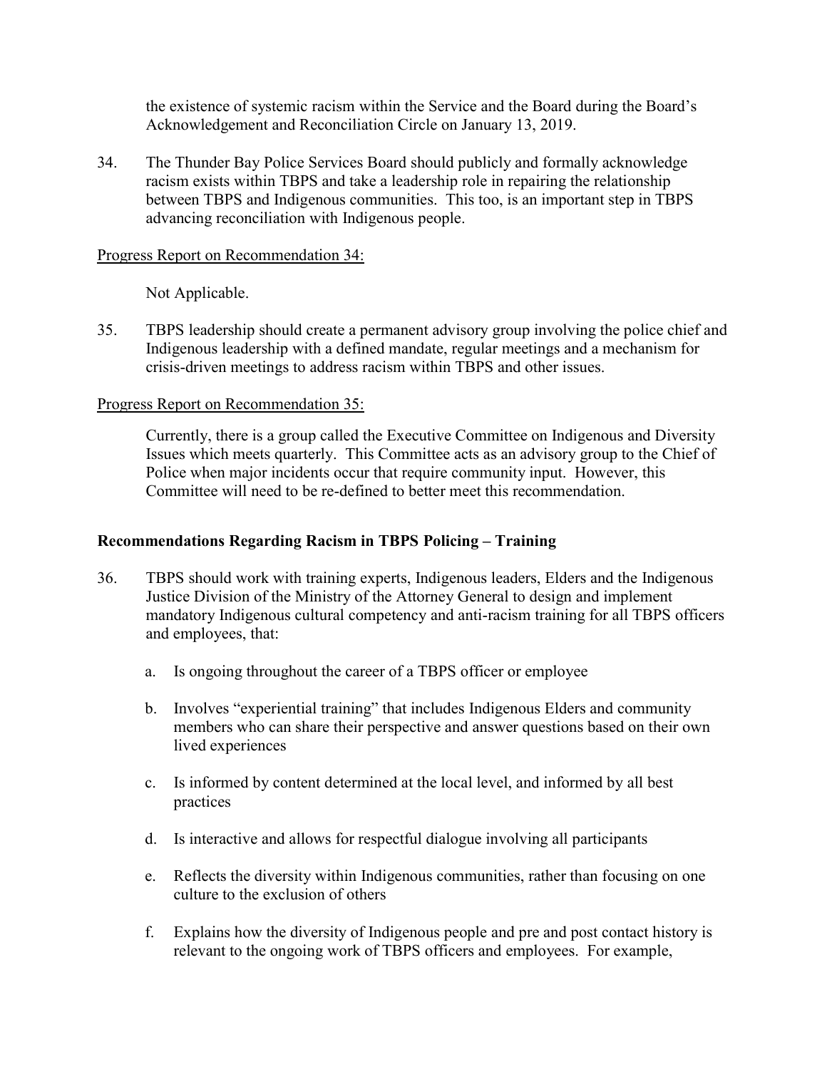the existence of systemic racism within the Service and the Board during the Board's Acknowledgement and Reconciliation Circle on January 13, 2019.

34. The Thunder Bay Police Services Board should publicly and formally acknowledge racism exists within TBPS and take a leadership role in repairing the relationship between TBPS and Indigenous communities. This too, is an important step in TBPS advancing reconciliation with Indigenous people.

<u>Progress Report on Recommendation 34:</u>

Not Applicable.

35. TBPS leadership should create a permanent advisory group involving the police chief and Indigenous leadership with a defined mandate, regular meetings and a mechanism for crisis-driven meetings to address racism within TBPS and other issues.

<u>Progress Report on Recommendation 35:</u>

Currently, there is a group called the Executive Committee on Indigenous and Diversity Issues which meets quarterly. This Committee acts as an advisory group to the Chief of Police when major incidents occur that require community input. However, this Committee will need to be re-defined to better meet this recommendation.

**Recommendations Regarding Racism in TBPS Policing – Training**

36. TBPS should work with training experts, Indigenous leaders, Elders and the Indigenous Justice Division of the Ministry of the Attorney General to design and implement mandatory Indigenous cultural competency and anti-racism training for all TBPS officers and employees, that:

    a. Is ongoing throughout the career of a TBPS officer or employee

    b. Involves "experiential training" that includes Indigenous Elders and community members who can share their perspective and answer questions based on their own lived experiences

    c. Is informed by content determined at the local level, and informed by all best practices

    d. Is interactive and allows for respectful dialogue involving all participants

    e. Reflects the diversity within Indigenous communities, rather than focusing on one culture to the exclusion of others

    f. Explains how the diversity of Indigenous people and pre and post contact history is relevant to the ongoing work of TBPS officers and employees. For example,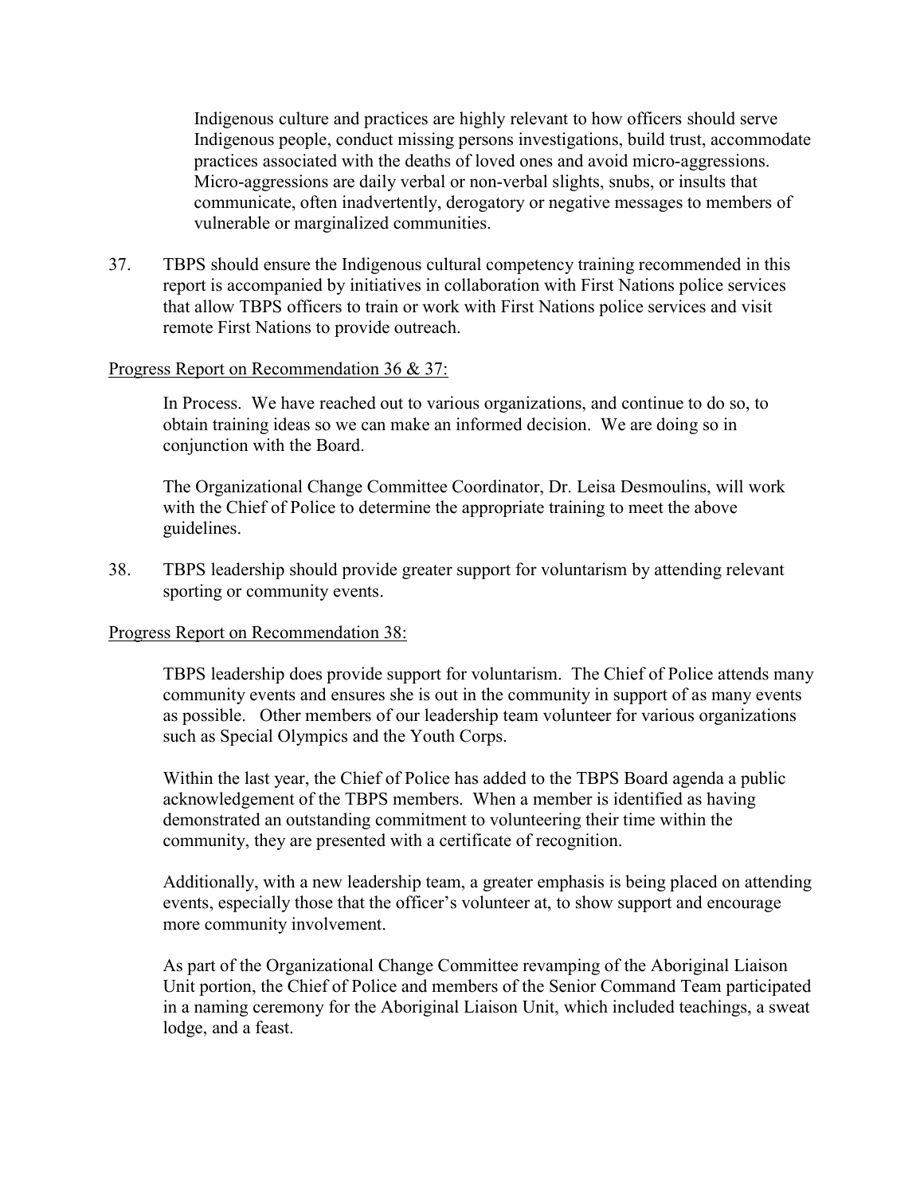Indigenous culture and practices are highly relevant to how officers should serve Indigenous people, conduct missing persons investigations, build trust, accommodate practices associated with the deaths of loved ones and avoid micro-aggressions. Micro-aggressions are daily verbal or non-verbal slights, snubs, or insults that communicate, often inadvertently, derogatory or negative messages to members of vulnerable or marginalized communities.

37. TBPS should ensure the Indigenous cultural competency training recommended in this report is accompanied by initiatives in collaboration with First Nations police services that allow TBPS officers to train or work with First Nations police services and visit remote First Nations to provide outreach.

Progress Report on Recommendation 36 & 37:

In Process. We have reached out to various organizations, and continue to do so, to obtain training ideas so we can make an informed decision. We are doing so in conjunction with the Board.

The Organizational Change Committee Coordinator, Dr. Leisa Desmoulins, will work with the Chief of Police to determine the appropriate training to meet the above guidelines.

38. TBPS leadership should provide greater support for voluntarism by attending relevant sporting or community events.

Progress Report on Recommendation 38:

TBPS leadership does provide support for voluntarism. The Chief of Police attends many community events and ensures she is out in the community in support of as many events as possible. Other members of our leadership team volunteer for various organizations such as Special Olympics and the Youth Corps.

Within the last year, the Chief of Police has added to the TBPS Board agenda a public acknowledgement of the TBPS members. When a member is identified as having demonstrated an outstanding commitment to volunteering their time within the community, they are presented with a certificate of recognition.

Additionally, with a new leadership team, a greater emphasis is being placed on attending events, especially those that the officer's volunteer at, to show support and encourage more community involvement.

As part of the Organizational Change Committee revamping of the Aboriginal Liaison Unit portion, the Chief of Police and members of the Senior Command Team participated in a naming ceremony for the Aboriginal Liaison Unit, which included teachings, a sweat lodge, and a feast.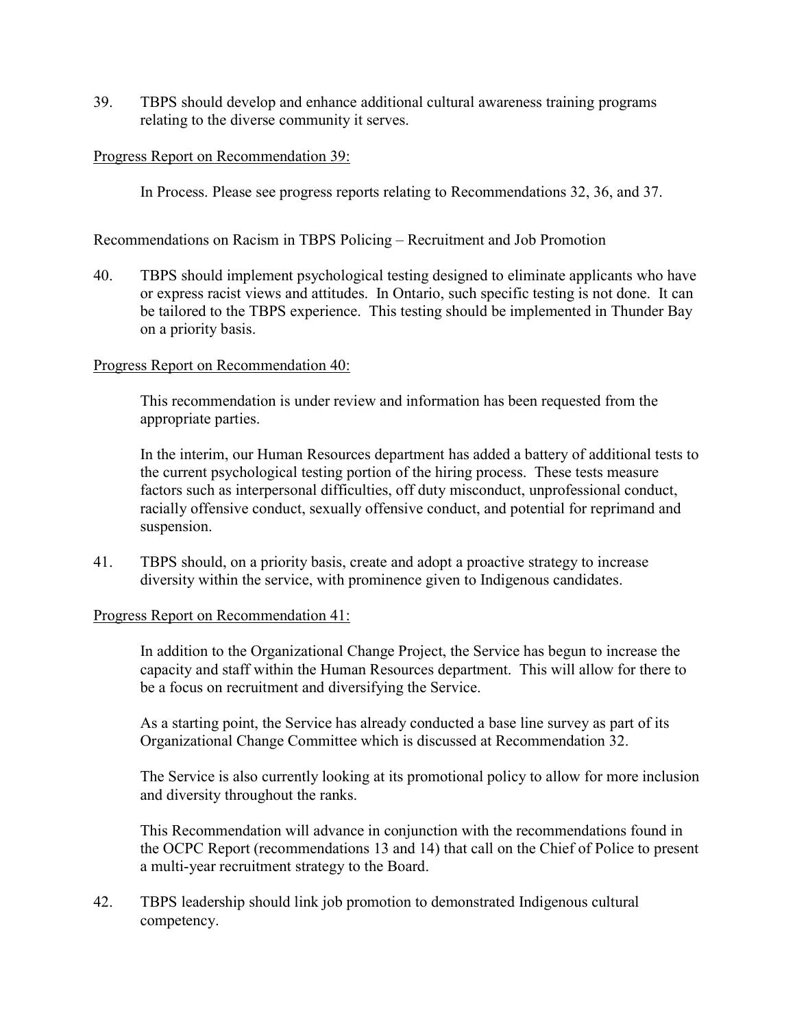39. TBPS should develop and enhance additional cultural awareness training programs relating to the diverse community it serves.

<u>Progress Report on Recommendation 39:</u>

In Process. Please see progress reports relating to Recommendations 32, 36, and 37.

Recommendations on Racism in TBPS Policing – Recruitment and Job Promotion

40. TBPS should implement psychological testing designed to eliminate applicants who have or express racist views and attitudes. In Ontario, such specific testing is not done. It can be tailored to the TBPS experience. This testing should be implemented in Thunder Bay on a priority basis.

<u>Progress Report on Recommendation 40:</u>

This recommendation is under review and information has been requested from the appropriate parties.

In the interim, our Human Resources department has added a battery of additional tests to the current psychological testing portion of the hiring process. These tests measure factors such as interpersonal difficulties, off duty misconduct, unprofessional conduct, racially offensive conduct, sexually offensive conduct, and potential for reprimand and suspension.

41. TBPS should, on a priority basis, create and adopt a proactive strategy to increase diversity within the service, with prominence given to Indigenous candidates.

<u>Progress Report on Recommendation 41:</u>

In addition to the Organizational Change Project, the Service has begun to increase the capacity and staff within the Human Resources department. This will allow for there to be a focus on recruitment and diversifying the Service.

As a starting point, the Service has already conducted a base line survey as part of its Organizational Change Committee which is discussed at Recommendation 32.

The Service is also currently looking at its promotional policy to allow for more inclusion and diversity throughout the ranks.

This Recommendation will advance in conjunction with the recommendations found in the OCPC Report (recommendations 13 and 14) that call on the Chief of Police to present a multi-year recruitment strategy to the Board.

42. TBPS leadership should link job promotion to demonstrated Indigenous cultural competency.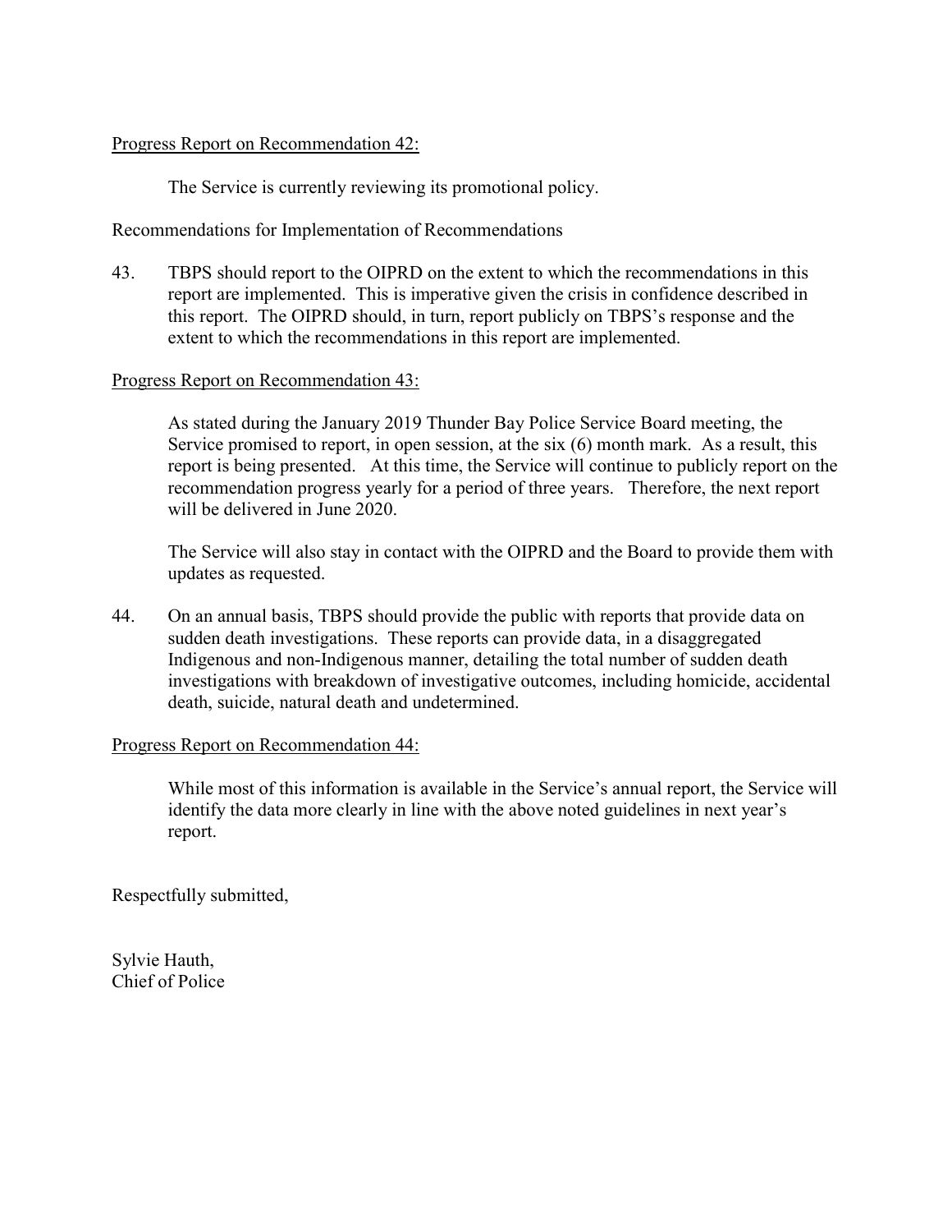<u>Progress Report on Recommendation 42:</u>

The Service is currently reviewing its promotional policy.

Recommendations for Implementation of Recommendations

43. TBPS should report to the OIPRD on the extent to which the recommendations in this report are implemented. This is imperative given the crisis in confidence described in this report. The OIPRD should, in turn, report publicly on TBPS's response and the extent to which the recommendations in this report are implemented.

<u>Progress Report on Recommendation 43:</u>

As stated during the January 2019 Thunder Bay Police Service Board meeting, the Service promised to report, in open session, at the six (6) month mark. As a result, this report is being presented. At this time, the Service will continue to publicly report on the recommendation progress yearly for a period of three years. Therefore, the next report will be delivered in June 2020.

The Service will also stay in contact with the OIPRD and the Board to provide them with updates as requested.

44. On an annual basis, TBPS should provide the public with reports that provide data on sudden death investigations. These reports can provide data, in a disaggregated Indigenous and non-Indigenous manner, detailing the total number of sudden death investigations with breakdown of investigative outcomes, including homicide, accidental death, suicide, natural death and undetermined.

<u>Progress Report on Recommendation 44:</u>

While most of this information is available in the Service's annual report, the Service will identify the data more clearly in line with the above noted guidelines in next year's report.

Respectfully submitted,

Sylvie Hauth,
Chief of Police